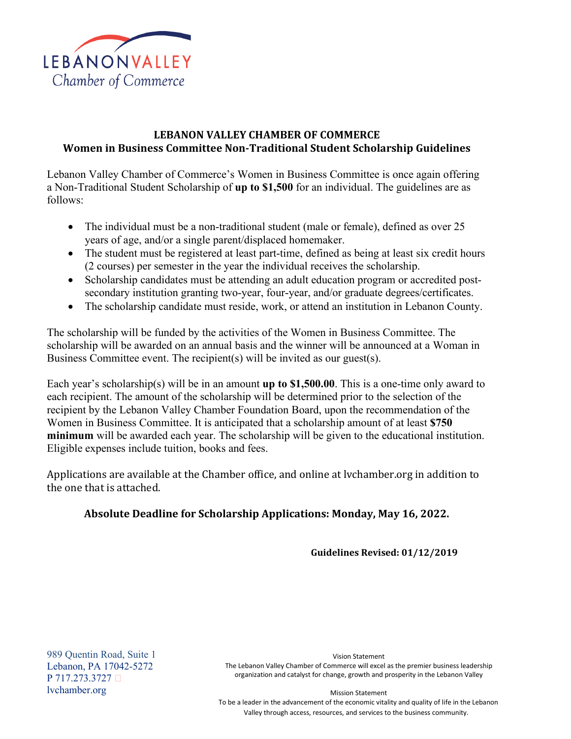LEBANON VALLEY
Chamber of Commerce

## LEBANON VALLEY CHAMBER OF COMMERCE
## Women in Business Committee Non-Traditional Student Scholarship Guidelines

Lebanon Valley Chamber of Commerce's Women in Business Committee is once again offering a Non-Traditional Student Scholarship of **up to $1,500** for an individual. The guidelines are as follows:

- The individual must be a non-traditional student (male or female), defined as over 25 years of age, and/or a single parent/displaced homemaker.
- The student must be registered at least part-time, defined as being at least six credit hours (2 courses) per semester in the year the individual receives the scholarship.
- Scholarship candidates must be attending an adult education program or accredited post-secondary institution granting two-year, four-year, and/or graduate degrees/certificates.
- The scholarship candidate must reside, work, or attend an institution in Lebanon County.

The scholarship will be funded by the activities of the Women in Business Committee. The scholarship will be awarded on an annual basis and the winner will be announced at a Woman in Business Committee event. The recipient(s) will be invited as our guest(s).

Each year's scholarship(s) will be in an amount **up to $1,500.00**. This is a one-time only award to each recipient. The amount of the scholarship will be determined prior to the selection of the recipient by the Lebanon Valley Chamber Foundation Board, upon the recommendation of the Women in Business Committee. It is anticipated that a scholarship amount of at least **$750 minimum** will be awarded each year. The scholarship will be given to the educational institution. Eligible expenses include tuition, books and fees.

Applications are available at the Chamber office, and online at lvchamber.org in addition to the one that is attached.

**Absolute Deadline for Scholarship Applications: Monday, May 16, 2022.**

**Guidelines Revised: 01/12/2019**

989 Quentin Road, Suite 1
Lebanon, PA 17042-5272
P 717.273.3727
lvchamber.org

Vision Statement
The Lebanon Valley Chamber of Commerce will excel as the premier business leadership organization and catalyst for change, growth and prosperity in the Lebanon Valley

Mission Statement
To be a leader in the advancement of the economic vitality and quality of life in the Lebanon Valley through access, resources, and services to the business community.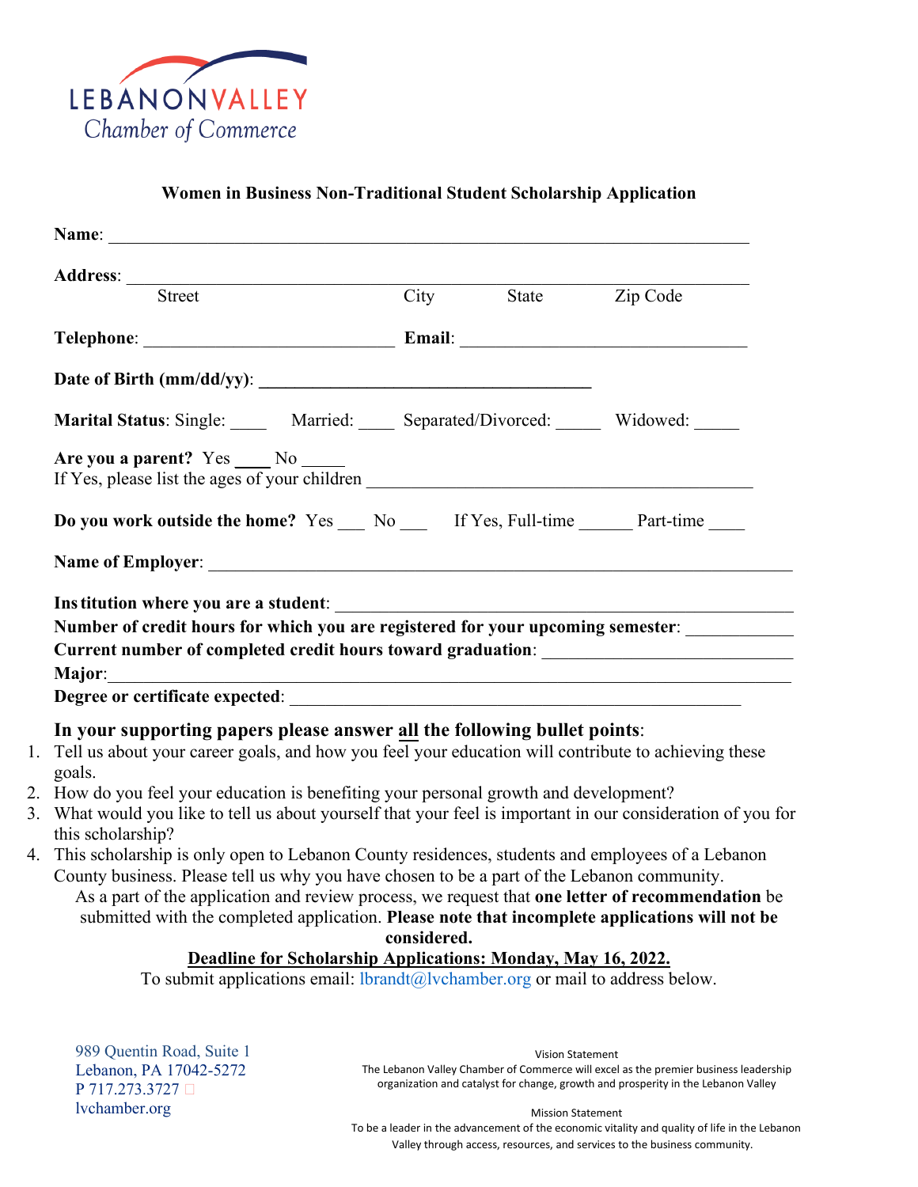LEBANON VALLEY
Chamber of Commerce

### Women in Business Non-Traditional Student Scholarship Application

**Name**: ______________________________________________________________________

**Address**: ____________________________________________________________________
Street City State Zip Code

**Telephone**: ____________________________ **Email**: ________________________________

**Date of Birth (mm/dd/yy)**: _____________________________________

**Marital Status**: Single: ____ Married: ____ Separated/Divorced: _____ Widowed: _____

**Are you a parent?** Yes ____ No _____
If Yes, please list the ages of your children ___________________________________________

**Do you work outside the home?** Yes ___ No ___ If Yes, Full-time ______ Part-time ____

**Name of Employer**: __________________________________________________________________

**Institution where you are a student**: ____________________________________________________
**Number of credit hours for which you are registered for your upcoming semester**: ____________
**Current number of completed credit hours toward graduation**: ___________________________
**Major**:__________________________________________________________________________
**Degree or certificate expected**: __________________________________________________

**In your supporting papers please answer all the following bullet points**:

1. Tell us about your career goals, and how you feel your education will contribute to achieving these goals.
2. How do you feel your education is benefiting your personal growth and development?
3. What would you like to tell us about yourself that your feel is important in our consideration of you for this scholarship?
4. This scholarship is only open to Lebanon County residences, students and employees of a Lebanon County business. Please tell us why you have chosen to be a part of the Lebanon community.

As a part of the application and review process, we request that **one letter of recommendation** be submitted with the completed application. **Please note that incomplete applications will not be considered.**

**Deadline for Scholarship Applications: Monday, May 16, 2022.**

To submit applications email: lbrandt@lvchamber.org or mail to address below.

989 Quentin Road, Suite 1
Lebanon, PA 17042-5272
P 717.273.3727
lvchamber.org

Vision Statement
The Lebanon Valley Chamber of Commerce will excel as the premier business leadership organization and catalyst for change, growth and prosperity in the Lebanon Valley

Mission Statement
To be a leader in the advancement of the economic vitality and quality of life in the Lebanon Valley through access, resources, and services to the business community.